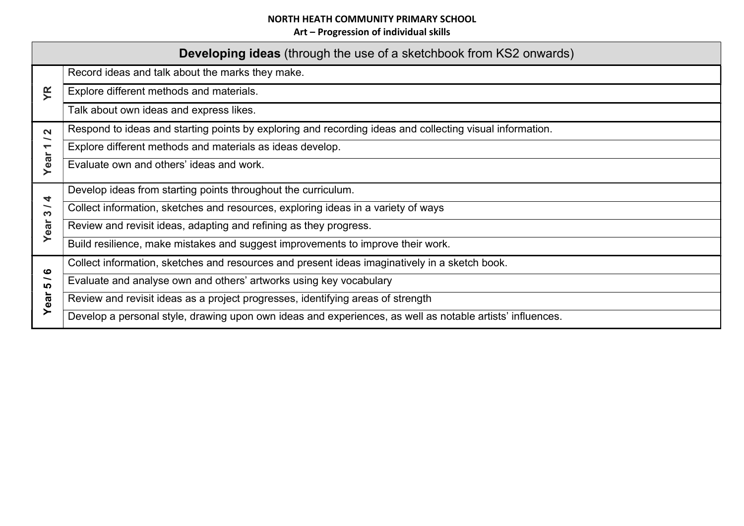**NORTH HEATH COMMUNITY PRIMARY SCHOOL**

**Art – Progression of individual skills**

| **Developing ideas** (through the use of a sketchbook from KS2 onwards) | |
|---|---|
| **YR** | Record ideas and talk about the marks they make. |
| | Explore different methods and materials. |
| | Talk about own ideas and express likes. |
| **Year 1 / 2** | Respond to ideas and starting points by exploring and recording ideas and collecting visual information. |
| | Explore different methods and materials as ideas develop. |
| | Evaluate own and others' ideas and work. |
| **Year 3 / 4** | Develop ideas from starting points throughout the curriculum. |
| | Collect information, sketches and resources, exploring ideas in a variety of ways |
| | Review and revisit ideas, adapting and refining as they progress. |
| | Build resilience, make mistakes and suggest improvements to improve their work. |
| **Year 5 / 6** | Collect information, sketches and resources and present ideas imaginatively in a sketch book. |
| | Evaluate and analyse own and others' artworks using key vocabulary |
| | Review and revisit ideas as a project progresses, identifying areas of strength |
| | Develop a personal style, drawing upon own ideas and experiences, as well as notable artists' influences. |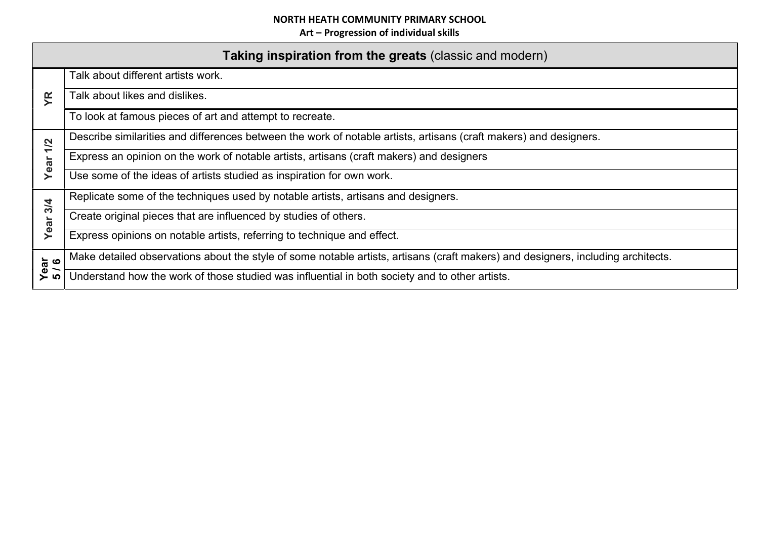**NORTH HEATH COMMUNITY PRIMARY SCHOOL**

**Art – Progression of individual skills**

| | **Taking inspiration from the greats** (classic and modern) |
|---|---|
| **YR** | Talk about different artists work. |
| | Talk about likes and dislikes. |
| | To look at famous pieces of art and attempt to recreate. |
| **Year 1/2** | Describe similarities and differences between the work of notable artists, artisans (craft makers) and designers. |
| | Express an opinion on the work of notable artists, artisans (craft makers) and designers |
| | Use some of the ideas of artists studied as inspiration for own work. |
| **Year 3/4** | Replicate some of the techniques used by notable artists, artisans and designers. |
| | Create original pieces that are influenced by studies of others. |
| | Express opinions on notable artists, referring to technique and effect. |
| **Year 5 / 6** | Make detailed observations about the style of some notable artists, artisans (craft makers) and designers, including architects. |
| | Understand how the work of those studied was influential in both society and to other artists. |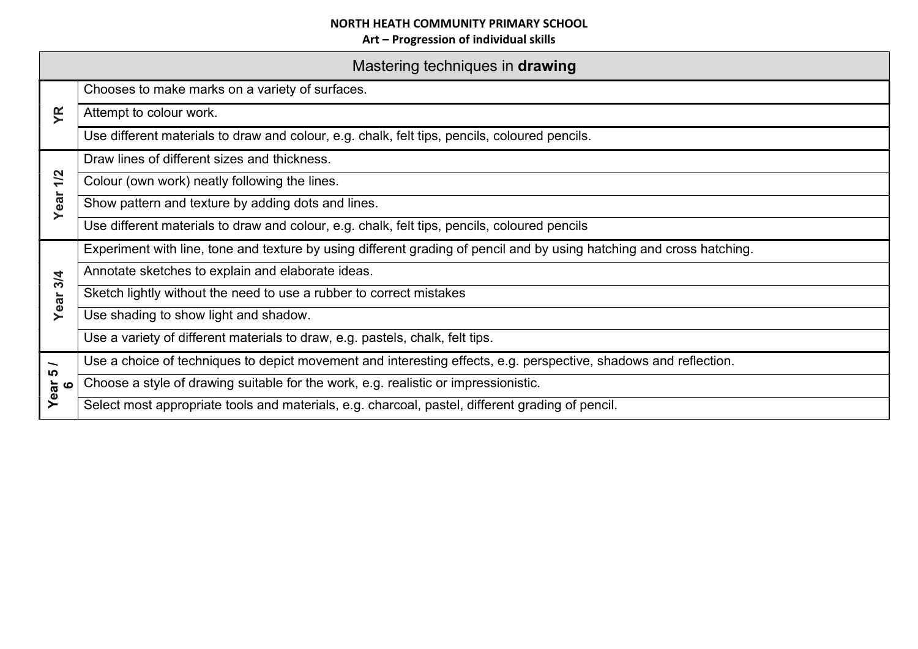**NORTH HEATH COMMUNITY PRIMARY SCHOOL**

**Art – Progression of individual skills**

| Mastering techniques in **drawing** | |
|---|---|
| **YR** | Chooses to make marks on a variety of surfaces. |
| | Attempt to colour work. |
| | Use different materials to draw and colour, e.g. chalk, felt tips, pencils, coloured pencils. |
| **Year 1/2** | Draw lines of different sizes and thickness. |
| | Colour (own work) neatly following the lines. |
| | Show pattern and texture by adding dots and lines. |
| | Use different materials to draw and colour, e.g. chalk, felt tips, pencils, coloured pencils |
| **Year 3/4** | Experiment with line, tone and texture by using different grading of pencil and by using hatching and cross hatching. |
| | Annotate sketches to explain and elaborate ideas. |
| | Sketch lightly without the need to use a rubber to correct mistakes |
| | Use shading to show light and shadow. |
| | Use a variety of different materials to draw, e.g. pastels, chalk, felt tips. |
| **Year 5 / 6** | Use a choice of techniques to depict movement and interesting effects, e.g. perspective, shadows and reflection. |
| | Choose a style of drawing suitable for the work, e.g. realistic or impressionistic. |
| | Select most appropriate tools and materials, e.g. charcoal, pastel, different grading of pencil. |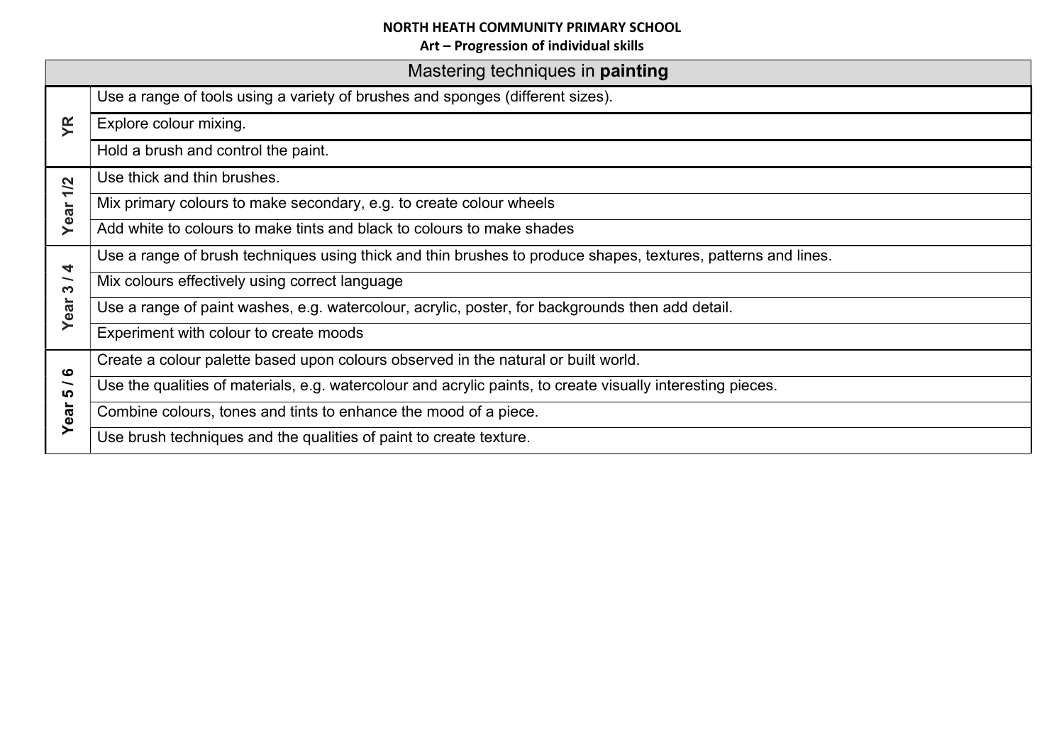**NORTH HEATH COMMUNITY PRIMARY SCHOOL**

**Art – Progression of individual skills**

| Mastering techniques in **painting** | |
|---|---|
| **YR** | Use a range of tools using a variety of brushes and sponges (different sizes). |
| | Explore colour mixing. |
| | Hold a brush and control the paint. |
| **Year 1/2** | Use thick and thin brushes. |
| | Mix primary colours to make secondary, e.g. to create colour wheels |
| | Add white to colours to make tints and black to colours to make shades |
| **Year 3 / 4** | Use a range of brush techniques using thick and thin brushes to produce shapes, textures, patterns and lines. |
| | Mix colours effectively using correct language |
| | Use a range of paint washes, e.g. watercolour, acrylic, poster, for backgrounds then add detail. |
| | Experiment with colour to create moods |
| **Year 5 / 6** | Create a colour palette based upon colours observed in the natural or built world. |
| | Use the qualities of materials, e.g. watercolour and acrylic paints, to create visually interesting pieces. |
| | Combine colours, tones and tints to enhance the mood of a piece. |
| | Use brush techniques and the qualities of paint to create texture. |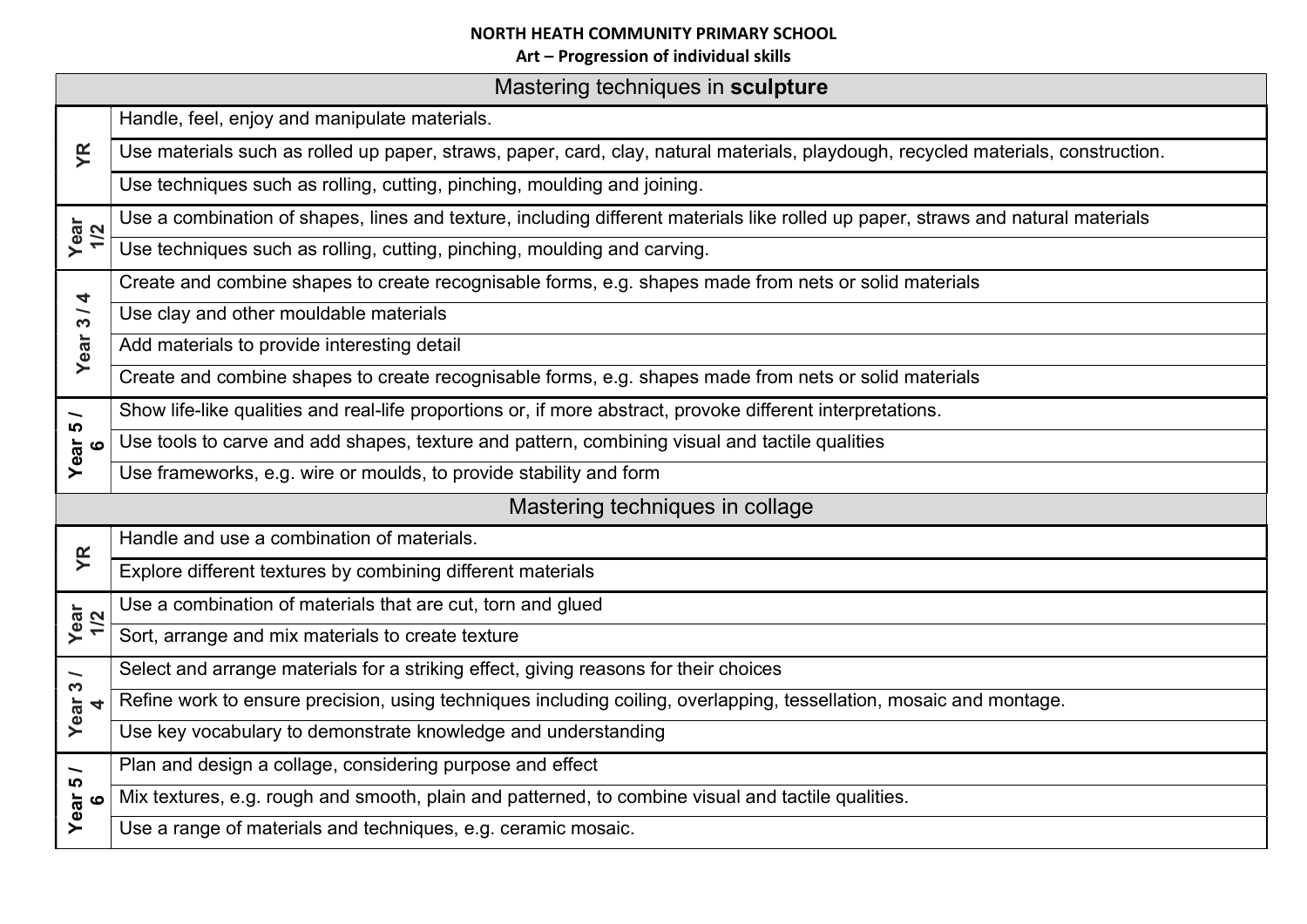**NORTH HEATH COMMUNITY PRIMARY SCHOOL**

**Art – Progression of individual skills**

| Mastering techniques in **sculpture** | |
|---|---|
| **YR** | Handle, feel, enjoy and manipulate materials. |
| | Use materials such as rolled up paper, straws, paper, card, clay, natural materials, playdough, recycled materials, construction. |
| | Use techniques such as rolling, cutting, pinching, moulding and joining. |
| **Year 1/2** | Use a combination of shapes, lines and texture, including different materials like rolled up paper, straws and natural materials |
| | Use techniques such as rolling, cutting, pinching, moulding and carving. |
| **Year 3 / 4** | Create and combine shapes to create recognisable forms, e.g. shapes made from nets or solid materials |
| | Use clay and other mouldable materials |
| | Add materials to provide interesting detail |
| | Create and combine shapes to create recognisable forms, e.g. shapes made from nets or solid materials |
| **Year 5 / 6** | Show life-like qualities and real-life proportions or, if more abstract, provoke different interpretations. |
| | Use tools to carve and add shapes, texture and pattern, combining visual and tactile qualities |
| | Use frameworks, e.g. wire or moulds, to provide stability and form |

| Mastering techniques in collage | |
|---|---|
| **YR** | Handle and use a combination of materials. |
| | Explore different textures by combining different materials |
| **Year 1/2** | Use a combination of materials that are cut, torn and glued |
| | Sort, arrange and mix materials to create texture |
| **Year 3 / 4** | Select and arrange materials for a striking effect, giving reasons for their choices |
| | Refine work to ensure precision, using techniques including coiling, overlapping, tessellation, mosaic and montage. |
| | Use key vocabulary to demonstrate knowledge and understanding |
| **Year 5 / 6** | Plan and design a collage, considering purpose and effect |
| | Mix textures, e.g. rough and smooth, plain and patterned, to combine visual and tactile qualities. |
| | Use a range of materials and techniques, e.g. ceramic mosaic. |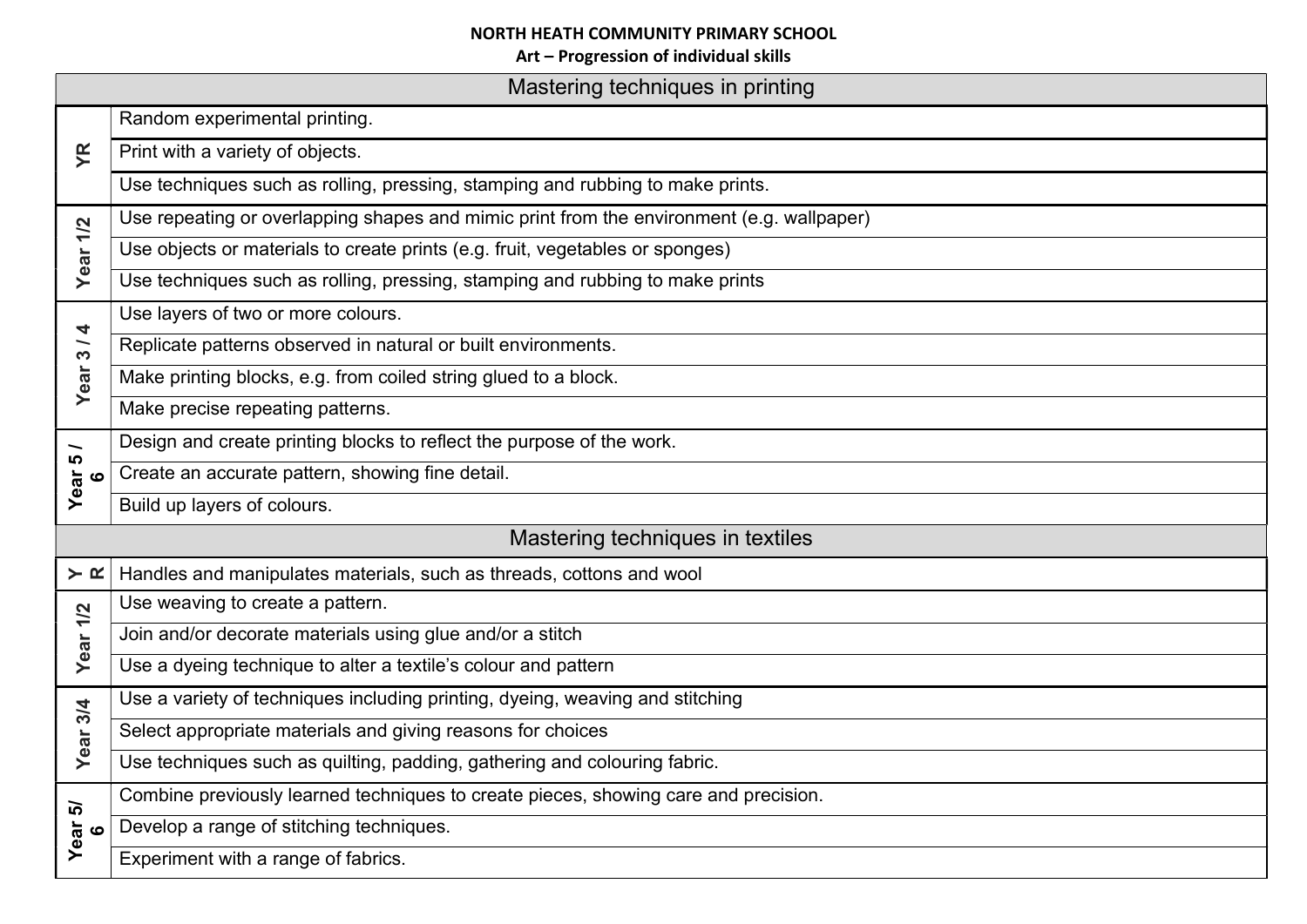**NORTH HEATH COMMUNITY PRIMARY SCHOOL**

**Art – Progression of individual skills**

| Mastering techniques in printing | |
|---|---|
| YR | Random experimental printing. |
| | Print with a variety of objects. |
| | Use techniques such as rolling, pressing, stamping and rubbing to make prints. |
| Year 1/2 | Use repeating or overlapping shapes and mimic print from the environment (e.g. wallpaper) |
| | Use objects or materials to create prints (e.g. fruit, vegetables or sponges) |
| | Use techniques such as rolling, pressing, stamping and rubbing to make prints |
| Year 3 / 4 | Use layers of two or more colours. |
| | Replicate patterns observed in natural or built environments. |
| | Make printing blocks, e.g. from coiled string glued to a block. |
| | Make precise repeating patterns. |
| Year 5 / 6 | Design and create printing blocks to reflect the purpose of the work. |
| | Create an accurate pattern, showing fine detail. |
| | Build up layers of colours. |

| Mastering techniques in textiles | |
|---|---|
| Y R | Handles and manipulates materials, such as threads, cottons and wool |
| Year 1/2 | Use weaving to create a pattern. |
| | Join and/or decorate materials using glue and/or a stitch |
| | Use a dyeing technique to alter a textile's colour and pattern |
| Year 3/4 | Use a variety of techniques including printing, dyeing, weaving and stitching |
| | Select appropriate materials and giving reasons for choices |
| | Use techniques such as quilting, padding, gathering and colouring fabric. |
| Year 5/ 6 | Combine previously learned techniques to create pieces, showing care and precision. |
| | Develop a range of stitching techniques. |
| | Experiment with a range of fabrics. |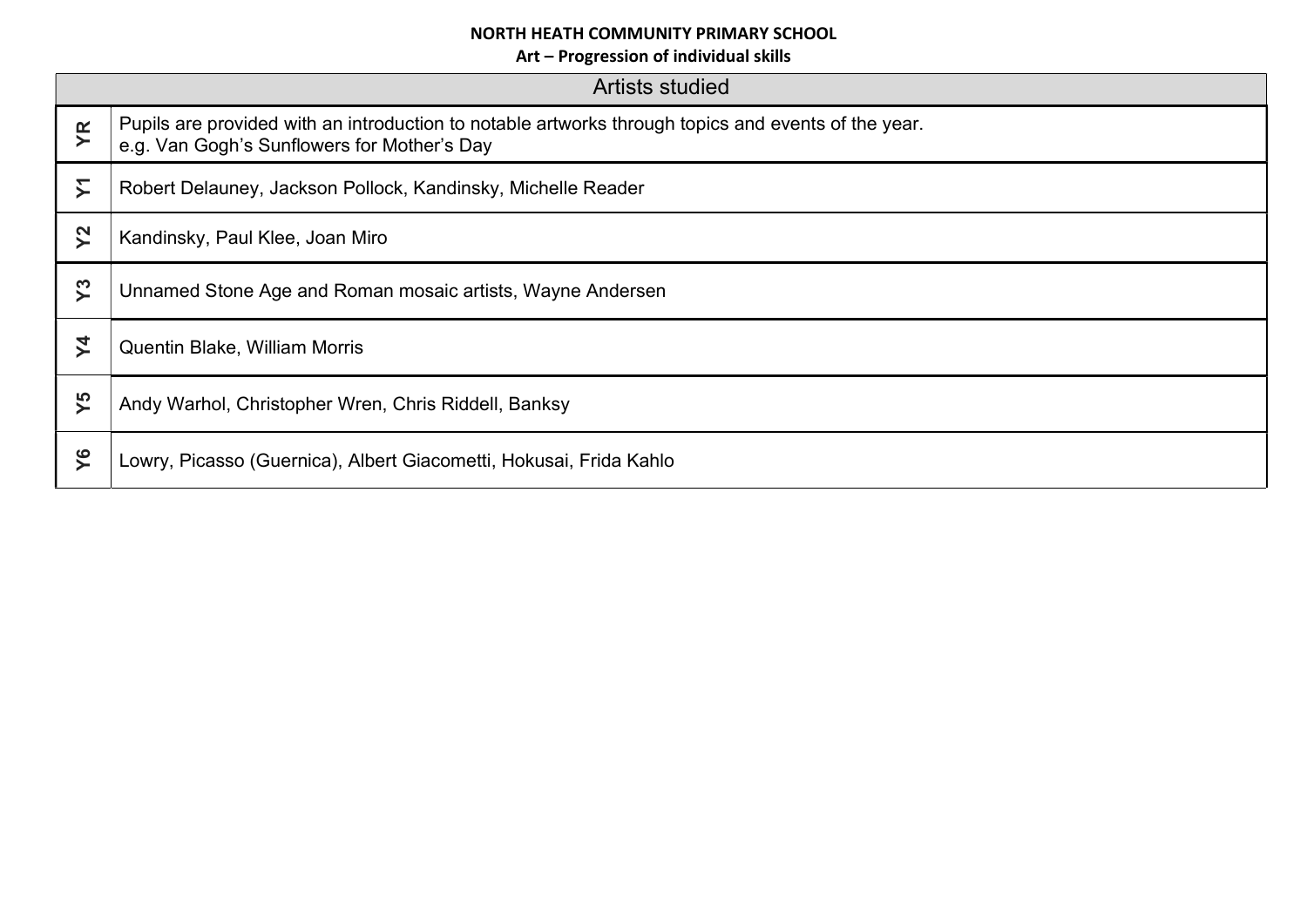**NORTH HEATH COMMUNITY PRIMARY SCHOOL**

**Art – Progression of individual skills**

| | Artists studied |
|---|---|
| **YR** | Pupils are provided with an introduction to notable artworks through topics and events of the year.<br>e.g. Van Gogh's Sunflowers for Mother's Day |
| **Y1** | Robert Delauney, Jackson Pollock, Kandinsky, Michelle Reader |
| **Y2** | Kandinsky, Paul Klee, Joan Miro |
| **Y3** | Unnamed Stone Age and Roman mosaic artists, Wayne Andersen |
| **Y4** | Quentin Blake, William Morris |
| **Y5** | Andy Warhol, Christopher Wren, Chris Riddell, Banksy |
| **Y6** | Lowry, Picasso (Guernica), Albert Giacometti, Hokusai, Frida Kahlo |